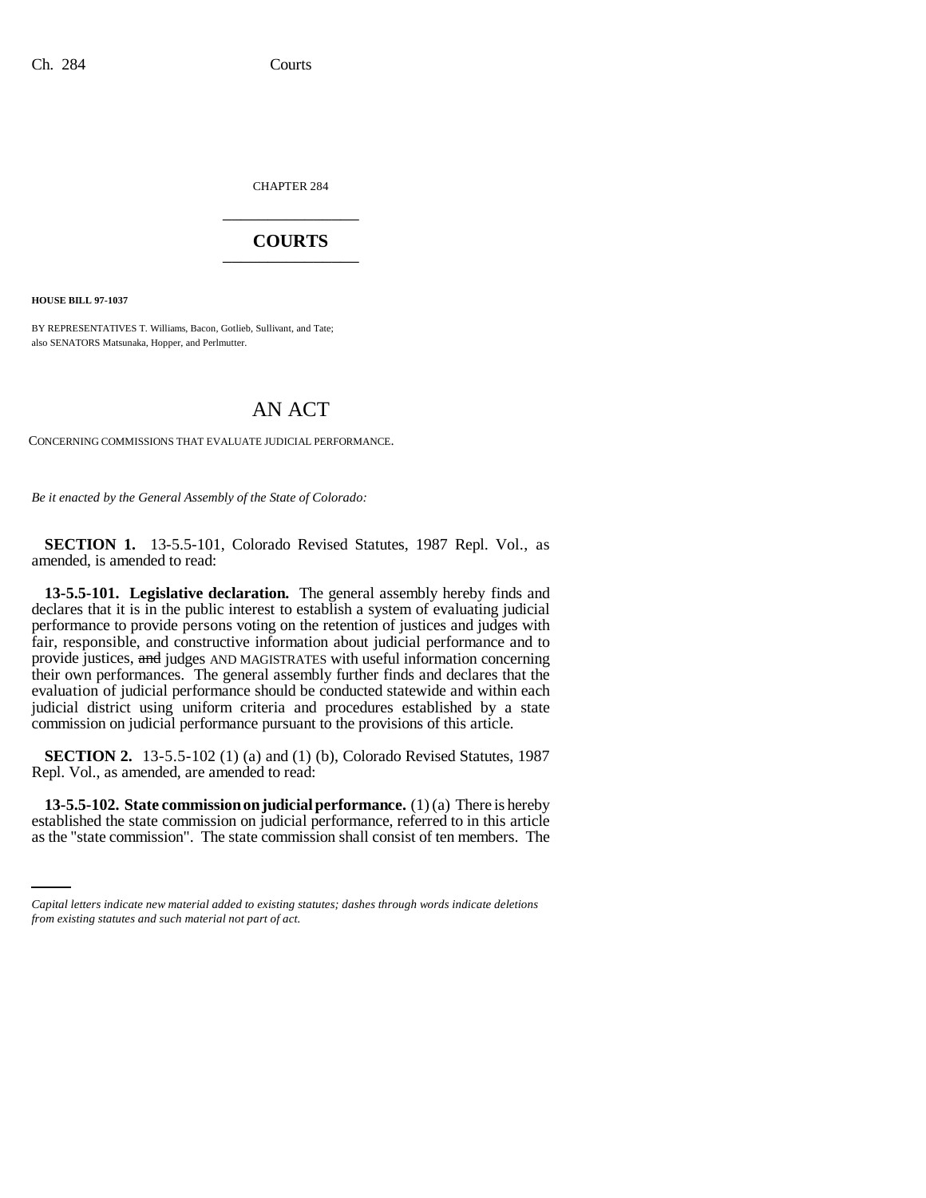CHAPTER 284

# COURTS

**HOUSE BILL 97-1037**

BY REPRESENTATIVES T. Williams, Bacon, Gotlieb, Sullivant, and Tate;
also SENATORS Matsunaka, Hopper, and Perlmutter.

# AN ACT

CONCERNING COMMISSIONS THAT EVALUATE JUDICIAL PERFORMANCE.

*Be it enacted by the General Assembly of the State of Colorado:*

**SECTION 1.** 13-5.5-101, Colorado Revised Statutes, 1987 Repl. Vol., as amended, is amended to read:

**13-5.5-101. Legislative declaration.** The general assembly hereby finds and declares that it is in the public interest to establish a system of evaluating judicial performance to provide persons voting on the retention of justices and judges with fair, responsible, and constructive information about judicial performance and to provide justices, ~~and~~ judges AND MAGISTRATES with useful information concerning their own performances. The general assembly further finds and declares that the evaluation of judicial performance should be conducted statewide and within each judicial district using uniform criteria and procedures established by a state commission on judicial performance pursuant to the provisions of this article.

**SECTION 2.** 13-5.5-102 (1) (a) and (1) (b), Colorado Revised Statutes, 1987 Repl. Vol., as amended, are amended to read:

**13-5.5-102. State commission on judicial performance.** (1) (a) There is hereby established the state commission on judicial performance, referred to in this article as the "state commission". The state commission shall consist of ten members. The

*Capital letters indicate new material added to existing statutes; dashes through words indicate deletions from existing statutes and such material not part of act.*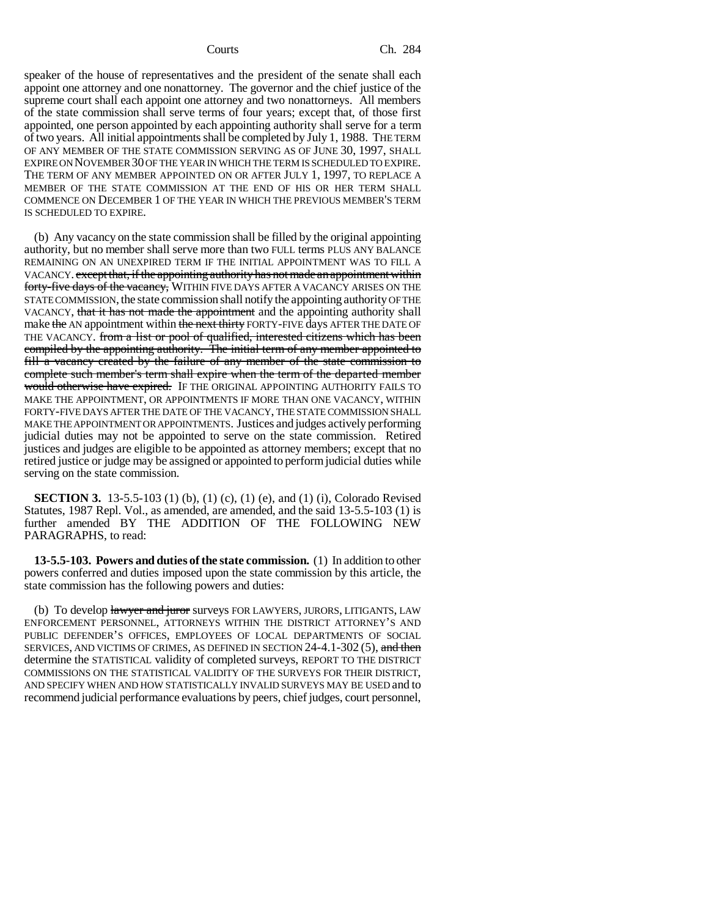speaker of the house of representatives and the president of the senate shall each appoint one attorney and one nonattorney. The governor and the chief justice of the supreme court shall each appoint one attorney and two nonattorneys. All members of the state commission shall serve terms of four years; except that, of those first appointed, one person appointed by each appointing authority shall serve for a term of two years. All initial appointments shall be completed by July 1, 1988. THE TERM OF ANY MEMBER OF THE STATE COMMISSION SERVING AS OF JUNE 30, 1997, SHALL EXPIRE ON NOVEMBER 30 OF THE YEAR IN WHICH THE TERM IS SCHEDULED TO EXPIRE. THE TERM OF ANY MEMBER APPOINTED ON OR AFTER JULY 1, 1997, TO REPLACE A MEMBER OF THE STATE COMMISSION AT THE END OF HIS OR HER TERM SHALL COMMENCE ON DECEMBER 1 OF THE YEAR IN WHICH THE PREVIOUS MEMBER'S TERM IS SCHEDULED TO EXPIRE.

(b) Any vacancy on the state commission shall be filled by the original appointing authority, but no member shall serve more than two FULL terms PLUS ANY BALANCE REMAINING ON AN UNEXPIRED TERM IF THE INITIAL APPOINTMENT WAS TO FILL A VACANCY. ~~except that, if the appointing authority has not made an appointment within forty-five days of the vacancy,~~ WITHIN FIVE DAYS AFTER A VACANCY ARISES ON THE STATE COMMISSION, the state commission shall notify the appointing authority OF THE VACANCY, ~~that it has not made the appointment~~ and the appointing authority shall make ~~the~~ AN appointment within ~~the next thirty~~ FORTY-FIVE days AFTER THE DATE OF THE VACANCY. ~~from a list or pool of qualified, interested citizens which has been compiled by the appointing authority. The initial term of any member appointed to fill a vacancy created by the failure of any member of the state commission to complete such member's term shall expire when the term of the departed member would otherwise have expired.~~ IF THE ORIGINAL APPOINTING AUTHORITY FAILS TO MAKE THE APPOINTMENT, OR APPOINTMENTS IF MORE THAN ONE VACANCY, WITHIN FORTY-FIVE DAYS AFTER THE DATE OF THE VACANCY, THE STATE COMMISSION SHALL MAKE THE APPOINTMENT OR APPOINTMENTS. Justices and judges actively performing judicial duties may not be appointed to serve on the state commission. Retired justices and judges are eligible to be appointed as attorney members; except that no retired justice or judge may be assigned or appointed to perform judicial duties while serving on the state commission.

**SECTION 3.** 13-5.5-103 (1) (b), (1) (c), (1) (e), and (1) (i), Colorado Revised Statutes, 1987 Repl. Vol., as amended, are amended, and the said 13-5.5-103 (1) is further amended BY THE ADDITION OF THE FOLLOWING NEW PARAGRAPHS, to read:

**13-5.5-103. Powers and duties of the state commission.** (1) In addition to other powers conferred and duties imposed upon the state commission by this article, the state commission has the following powers and duties:

(b) To develop ~~lawyer and juror~~ surveys FOR LAWYERS, JURORS, LITIGANTS, LAW ENFORCEMENT PERSONNEL, ATTORNEYS WITHIN THE DISTRICT ATTORNEY'S AND PUBLIC DEFENDER'S OFFICES, EMPLOYEES OF LOCAL DEPARTMENTS OF SOCIAL SERVICES, AND VICTIMS OF CRIMES, AS DEFINED IN SECTION 24-4.1-302 (5), ~~and then~~ determine the STATISTICAL validity of completed surveys, REPORT TO THE DISTRICT COMMISSIONS ON THE STATISTICAL VALIDITY OF THE SURVEYS FOR THEIR DISTRICT, AND SPECIFY WHEN AND HOW STATISTICALLY INVALID SURVEYS MAY BE USED and to recommend judicial performance evaluations by peers, chief judges, court personnel,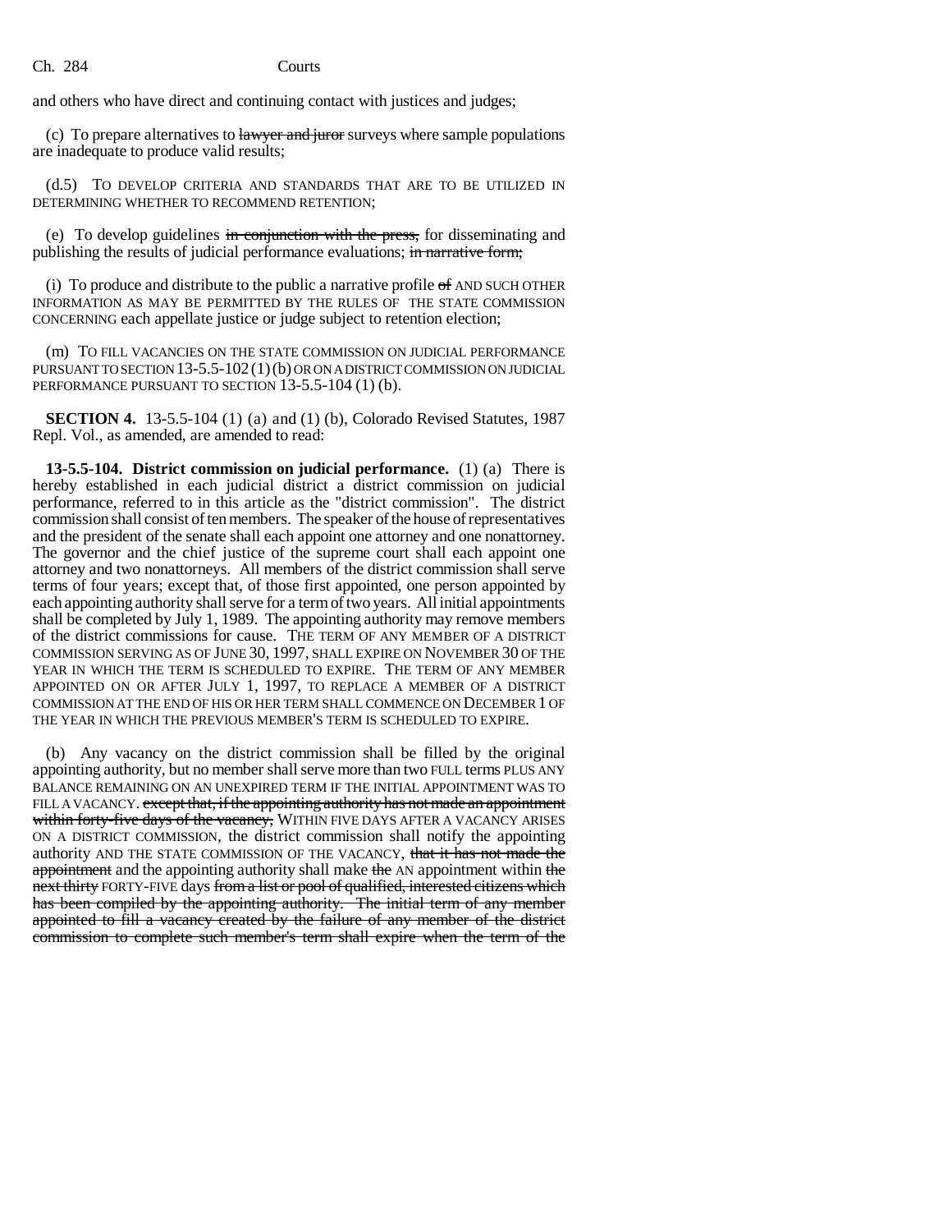and others who have direct and continuing contact with justices and judges;

(c) To prepare alternatives to ~~lawyer and juror~~ surveys where sample populations are inadequate to produce valid results;

(d.5) TO DEVELOP CRITERIA AND STANDARDS THAT ARE TO BE UTILIZED IN DETERMINING WHETHER TO RECOMMEND RETENTION;

(e) To develop guidelines ~~in conjunction with the press,~~ for disseminating and publishing the results of judicial performance evaluations; ~~in narrative form;~~

(i) To produce and distribute to the public a narrative profile ~~of~~ AND SUCH OTHER INFORMATION AS MAY BE PERMITTED BY THE RULES OF THE STATE COMMISSION CONCERNING each appellate justice or judge subject to retention election;

(m) TO FILL VACANCIES ON THE STATE COMMISSION ON JUDICIAL PERFORMANCE PURSUANT TO SECTION 13-5.5-102 (1) (b) OR ON A DISTRICT COMMISSION ON JUDICIAL PERFORMANCE PURSUANT TO SECTION 13-5.5-104 (1) (b).

**SECTION 4.** 13-5.5-104 (1) (a) and (1) (b), Colorado Revised Statutes, 1987 Repl. Vol., as amended, are amended to read:

**13-5.5-104. District commission on judicial performance.** (1) (a) There is hereby established in each judicial district a district commission on judicial performance, referred to in this article as the "district commission". The district commission shall consist of ten members. The speaker of the house of representatives and the president of the senate shall each appoint one attorney and one nonattorney. The governor and the chief justice of the supreme court shall each appoint one attorney and two nonattorneys. All members of the district commission shall serve terms of four years; except that, of those first appointed, one person appointed by each appointing authority shall serve for a term of two years. All initial appointments shall be completed by July 1, 1989. The appointing authority may remove members of the district commissions for cause. THE TERM OF ANY MEMBER OF A DISTRICT COMMISSION SERVING AS OF JUNE 30, 1997, SHALL EXPIRE ON NOVEMBER 30 OF THE YEAR IN WHICH THE TERM IS SCHEDULED TO EXPIRE. THE TERM OF ANY MEMBER APPOINTED ON OR AFTER JULY 1, 1997, TO REPLACE A MEMBER OF A DISTRICT COMMISSION AT THE END OF HIS OR HER TERM SHALL COMMENCE ON DECEMBER 1 OF THE YEAR IN WHICH THE PREVIOUS MEMBER'S TERM IS SCHEDULED TO EXPIRE.

(b) Any vacancy on the district commission shall be filled by the original appointing authority, but no member shall serve more than two FULL terms PLUS ANY BALANCE REMAINING ON AN UNEXPIRED TERM IF THE INITIAL APPOINTMENT WAS TO FILL A VACANCY. ~~except that, if the appointing authority has not made an appointment within forty-five days of the vacancy,~~ WITHIN FIVE DAYS AFTER A VACANCY ARISES ON A DISTRICT COMMISSION, the district commission shall notify the appointing authority AND THE STATE COMMISSION OF THE VACANCY, ~~that it has not made the appointment~~ and the appointing authority shall make ~~the~~ AN appointment within ~~the next thirty~~ FORTY-FIVE days ~~from a list or pool of qualified, interested citizens which has been compiled by the appointing authority. The initial term of any member appointed to fill a vacancy created by the failure of any member of the district commission to complete such member's term shall expire when the term of the~~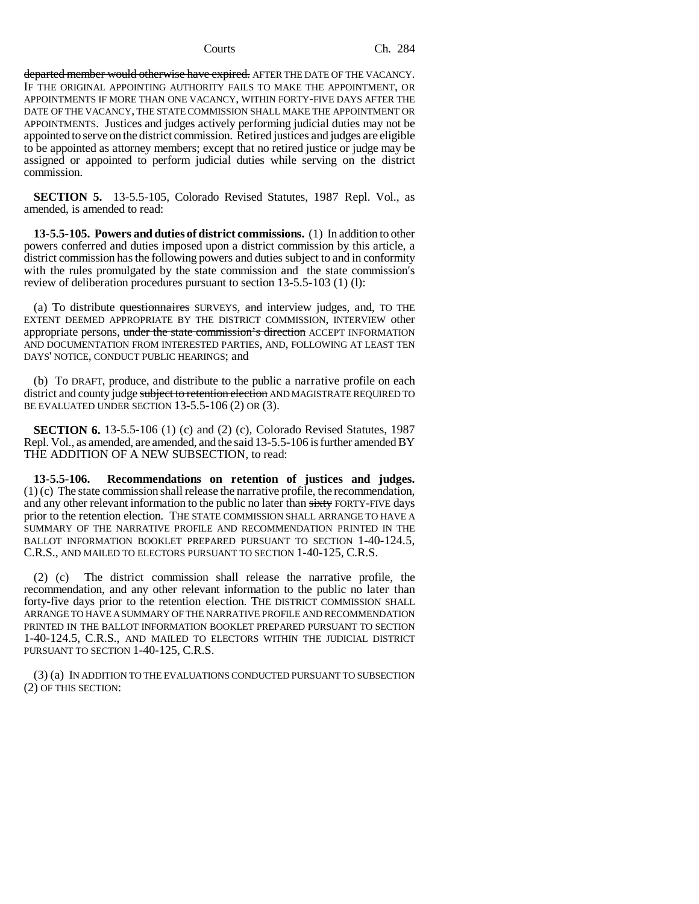departed member would otherwise have expired. AFTER THE DATE OF THE VACANCY. IF THE ORIGINAL APPOINTING AUTHORITY FAILS TO MAKE THE APPOINTMENT, OR APPOINTMENTS IF MORE THAN ONE VACANCY, WITHIN FORTY-FIVE DAYS AFTER THE DATE OF THE VACANCY, THE STATE COMMISSION SHALL MAKE THE APPOINTMENT OR APPOINTMENTS. Justices and judges actively performing judicial duties may not be appointed to serve on the district commission. Retired justices and judges are eligible to be appointed as attorney members; except that no retired justice or judge may be assigned or appointed to perform judicial duties while serving on the district commission.

**SECTION 5.** 13-5.5-105, Colorado Revised Statutes, 1987 Repl. Vol., as amended, is amended to read:

**13-5.5-105. Powers and duties of district commissions.** (1) In addition to other powers conferred and duties imposed upon a district commission by this article, a district commission has the following powers and duties subject to and in conformity with the rules promulgated by the state commission and the state commission's review of deliberation procedures pursuant to section 13-5.5-103 (1) (l):

(a) To distribute questionnaires SURVEYS, and interview judges, and, TO THE EXTENT DEEMED APPROPRIATE BY THE DISTRICT COMMISSION, INTERVIEW other appropriate persons, under the state commission's direction ACCEPT INFORMATION AND DOCUMENTATION FROM INTERESTED PARTIES, AND, FOLLOWING AT LEAST TEN DAYS' NOTICE, CONDUCT PUBLIC HEARINGS; and

(b) To DRAFT, produce, and distribute to the public a narrative profile on each district and county judge subject to retention election AND MAGISTRATE REQUIRED TO BE EVALUATED UNDER SECTION 13-5.5-106 (2) OR (3).

**SECTION 6.** 13-5.5-106 (1) (c) and (2) (c), Colorado Revised Statutes, 1987 Repl. Vol., as amended, are amended, and the said 13-5.5-106 is further amended BY THE ADDITION OF A NEW SUBSECTION, to read:

**13-5.5-106. Recommendations on retention of justices and judges.** (1) (c) The state commission shall release the narrative profile, the recommendation, and any other relevant information to the public no later than sixty FORTY-FIVE days prior to the retention election. THE STATE COMMISSION SHALL ARRANGE TO HAVE A SUMMARY OF THE NARRATIVE PROFILE AND RECOMMENDATION PRINTED IN THE BALLOT INFORMATION BOOKLET PREPARED PURSUANT TO SECTION 1-40-124.5, C.R.S., AND MAILED TO ELECTORS PURSUANT TO SECTION 1-40-125, C.R.S.

(2) (c) The district commission shall release the narrative profile, the recommendation, and any other relevant information to the public no later than forty-five days prior to the retention election. THE DISTRICT COMMISSION SHALL ARRANGE TO HAVE A SUMMARY OF THE NARRATIVE PROFILE AND RECOMMENDATION PRINTED IN THE BALLOT INFORMATION BOOKLET PREPARED PURSUANT TO SECTION 1-40-124.5, C.R.S., AND MAILED TO ELECTORS WITHIN THE JUDICIAL DISTRICT PURSUANT TO SECTION 1-40-125, C.R.S.

(3) (a) IN ADDITION TO THE EVALUATIONS CONDUCTED PURSUANT TO SUBSECTION (2) OF THIS SECTION: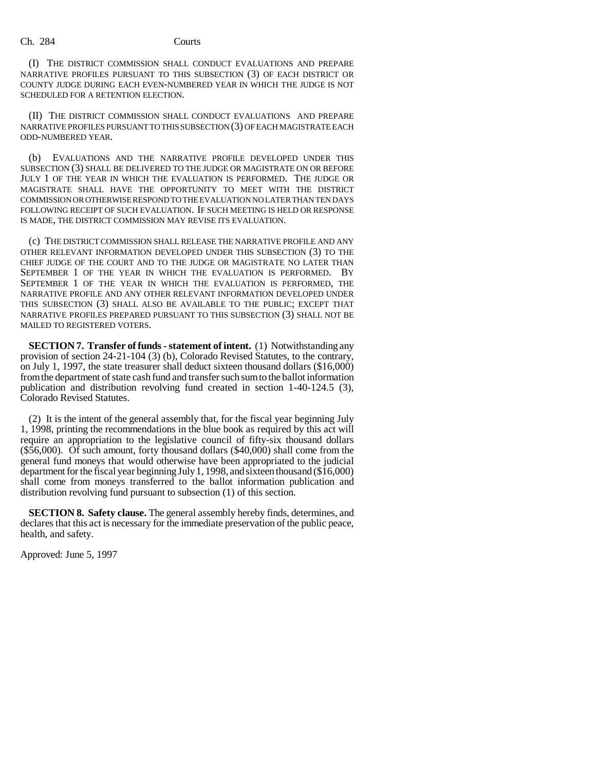(I) THE DISTRICT COMMISSION SHALL CONDUCT EVALUATIONS AND PREPARE NARRATIVE PROFILES PURSUANT TO THIS SUBSECTION (3) OF EACH DISTRICT OR COUNTY JUDGE DURING EACH EVEN-NUMBERED YEAR IN WHICH THE JUDGE IS NOT SCHEDULED FOR A RETENTION ELECTION.

(II) THE DISTRICT COMMISSION SHALL CONDUCT EVALUATIONS AND PREPARE NARRATIVE PROFILES PURSUANT TO THIS SUBSECTION (3) OF EACH MAGISTRATE EACH ODD-NUMBERED YEAR.

(b) EVALUATIONS AND THE NARRATIVE PROFILE DEVELOPED UNDER THIS SUBSECTION (3) SHALL BE DELIVERED TO THE JUDGE OR MAGISTRATE ON OR BEFORE JULY 1 OF THE YEAR IN WHICH THE EVALUATION IS PERFORMED. THE JUDGE OR MAGISTRATE SHALL HAVE THE OPPORTUNITY TO MEET WITH THE DISTRICT COMMISSION OR OTHERWISE RESPOND TO THE EVALUATION NO LATER THAN TEN DAYS FOLLOWING RECEIPT OF SUCH EVALUATION. IF SUCH MEETING IS HELD OR RESPONSE IS MADE, THE DISTRICT COMMISSION MAY REVISE ITS EVALUATION.

(c) THE DISTRICT COMMISSION SHALL RELEASE THE NARRATIVE PROFILE AND ANY OTHER RELEVANT INFORMATION DEVELOPED UNDER THIS SUBSECTION (3) TO THE CHIEF JUDGE OF THE COURT AND TO THE JUDGE OR MAGISTRATE NO LATER THAN SEPTEMBER 1 OF THE YEAR IN WHICH THE EVALUATION IS PERFORMED. BY SEPTEMBER 1 OF THE YEAR IN WHICH THE EVALUATION IS PERFORMED, THE NARRATIVE PROFILE AND ANY OTHER RELEVANT INFORMATION DEVELOPED UNDER THIS SUBSECTION (3) SHALL ALSO BE AVAILABLE TO THE PUBLIC; EXCEPT THAT NARRATIVE PROFILES PREPARED PURSUANT TO THIS SUBSECTION (3) SHALL NOT BE MAILED TO REGISTERED VOTERS.

**SECTION 7. Transfer of funds - statement of intent.** (1) Notwithstanding any provision of section 24-21-104 (3) (b), Colorado Revised Statutes, to the contrary, on July 1, 1997, the state treasurer shall deduct sixteen thousand dollars ($16,000) from the department of state cash fund and transfer such sum to the ballot information publication and distribution revolving fund created in section 1-40-124.5 (3), Colorado Revised Statutes.

(2) It is the intent of the general assembly that, for the fiscal year beginning July 1, 1998, printing the recommendations in the blue book as required by this act will require an appropriation to the legislative council of fifty-six thousand dollars ($56,000). Of such amount, forty thousand dollars ($40,000) shall come from the general fund moneys that would otherwise have been appropriated to the judicial department for the fiscal year beginning July 1, 1998, and sixteen thousand ($16,000) shall come from moneys transferred to the ballot information publication and distribution revolving fund pursuant to subsection (1) of this section.

**SECTION 8. Safety clause.** The general assembly hereby finds, determines, and declares that this act is necessary for the immediate preservation of the public peace, health, and safety.

Approved: June 5, 1997